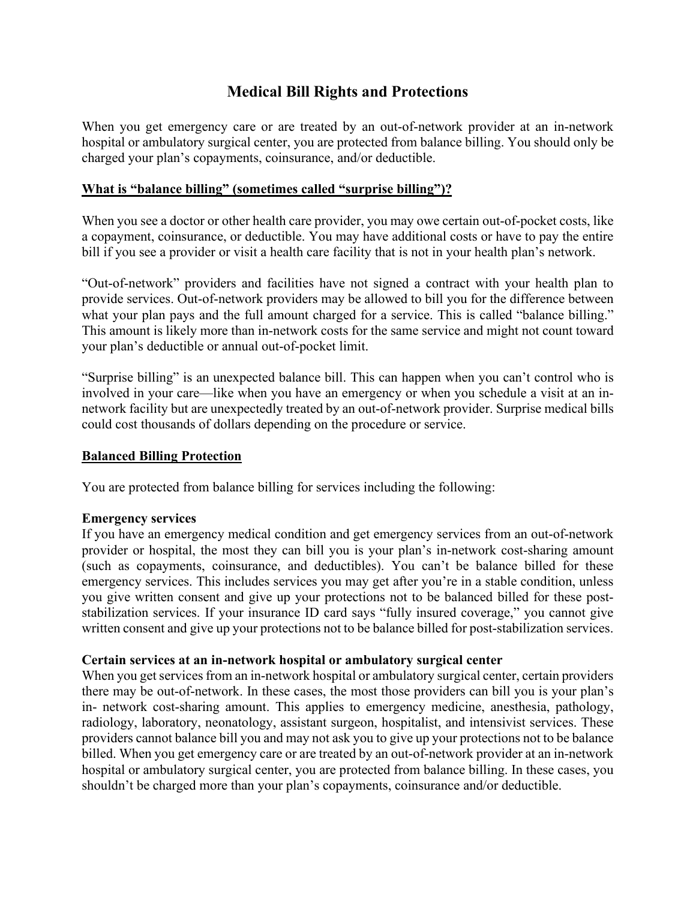# Medical Bill Rights and Protections

When you get emergency care or are treated by an out-of-network provider at an in-network hospital or ambulatory surgical center, you are protected from balance billing. You should only be charged your plan's copayments, coinsurance, and/or deductible.

## What is "balance billing" (sometimes called "surprise billing")?

When you see a doctor or other health care provider, you may owe certain out-of-pocket costs, like a copayment, coinsurance, or deductible. You may have additional costs or have to pay the entire bill if you see a provider or visit a health care facility that is not in your health plan's network.

"Out-of-network" providers and facilities have not signed a contract with your health plan to provide services. Out-of-network providers may be allowed to bill you for the difference between what your plan pays and the full amount charged for a service. This is called "balance billing." This amount is likely more than in-network costs for the same service and might not count toward your plan's deductible or annual out-of-pocket limit.

"Surprise billing" is an unexpected balance bill. This can happen when you can't control who is involved in your care—like when you have an emergency or when you schedule a visit at an in-network facility but are unexpectedly treated by an out-of-network provider. Surprise medical bills could cost thousands of dollars depending on the procedure or service.

## Balanced Billing Protection

You are protected from balance billing for services including the following:

### Emergency services

If you have an emergency medical condition and get emergency services from an out-of-network provider or hospital, the most they can bill you is your plan's in-network cost-sharing amount (such as copayments, coinsurance, and deductibles). You can't be balance billed for these emergency services. This includes services you may get after you're in a stable condition, unless you give written consent and give up your protections not to be balanced billed for these post-stabilization services. If your insurance ID card says "fully insured coverage," you cannot give written consent and give up your protections not to be balance billed for post-stabilization services.

### Certain services at an in-network hospital or ambulatory surgical center

When you get services from an in-network hospital or ambulatory surgical center, certain providers there may be out-of-network. In these cases, the most those providers can bill you is your plan's in- network cost-sharing amount. This applies to emergency medicine, anesthesia, pathology, radiology, laboratory, neonatology, assistant surgeon, hospitalist, and intensivist services. These providers cannot balance bill you and may not ask you to give up your protections not to be balance billed. When you get emergency care or are treated by an out-of-network provider at an in-network hospital or ambulatory surgical center, you are protected from balance billing. In these cases, you shouldn't be charged more than your plan's copayments, coinsurance and/or deductible.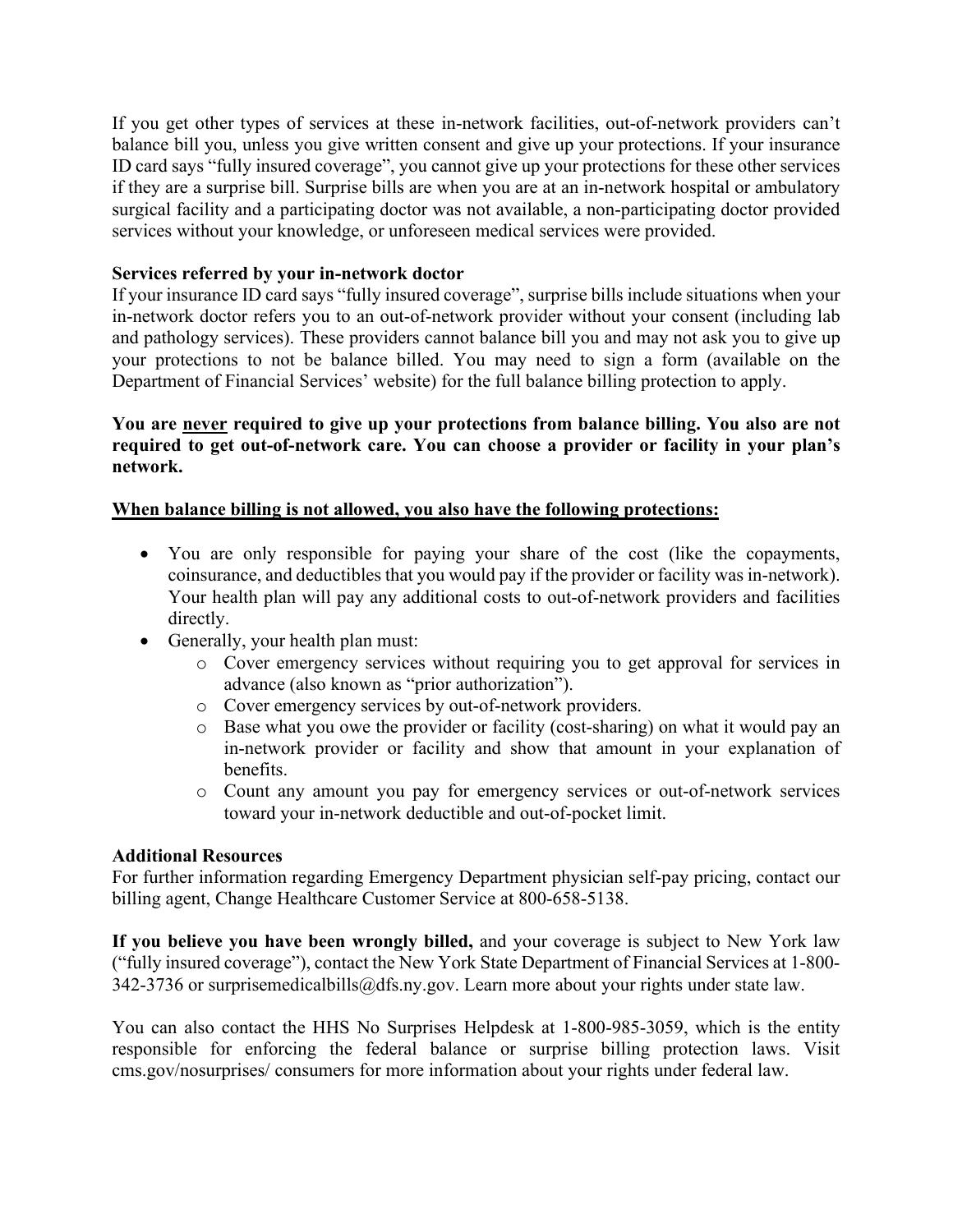If you get other types of services at these in-network facilities, out-of-network providers can't balance bill you, unless you give written consent and give up your protections. If your insurance ID card says "fully insured coverage", you cannot give up your protections for these other services if they are a surprise bill. Surprise bills are when you are at an in-network hospital or ambulatory surgical facility and a participating doctor was not available, a non-participating doctor provided services without your knowledge, or unforeseen medical services were provided.

**Services referred by your in-network doctor**
If your insurance ID card says "fully insured coverage", surprise bills include situations when your in-network doctor refers you to an out-of-network provider without your consent (including lab and pathology services). These providers cannot balance bill you and may not ask you to give up your protections to not be balance billed. You may need to sign a form (available on the Department of Financial Services' website) for the full balance billing protection to apply.

**You are <u>never</u> required to give up your protections from balance billing. You also are not required to get out-of-network care. You can choose a provider or facility in your plan's network.**

**<u>When balance billing is not allowed, you also have the following protections:</u>**

- You are only responsible for paying your share of the cost (like the copayments, coinsurance, and deductibles that you would pay if the provider or facility was in-network). Your health plan will pay any additional costs to out-of-network providers and facilities directly.
- Generally, your health plan must:
  - Cover emergency services without requiring you to get approval for services in advance (also known as "prior authorization").
  - Cover emergency services by out-of-network providers.
  - Base what you owe the provider or facility (cost-sharing) on what it would pay an in-network provider or facility and show that amount in your explanation of benefits.
  - Count any amount you pay for emergency services or out-of-network services toward your in-network deductible and out-of-pocket limit.

**Additional Resources**
For further information regarding Emergency Department physician self-pay pricing, contact our billing agent, Change Healthcare Customer Service at 800-658-5138.

**If you believe you have been wrongly billed,** and your coverage is subject to New York law ("fully insured coverage"), contact the New York State Department of Financial Services at 1-800-342-3736 or surprisemedicalbills@dfs.ny.gov. Learn more about your rights under state law.

You can also contact the HHS No Surprises Helpdesk at 1-800-985-3059, which is the entity responsible for enforcing the federal balance or surprise billing protection laws. Visit cms.gov/nosurprises/ consumers for more information about your rights under federal law.